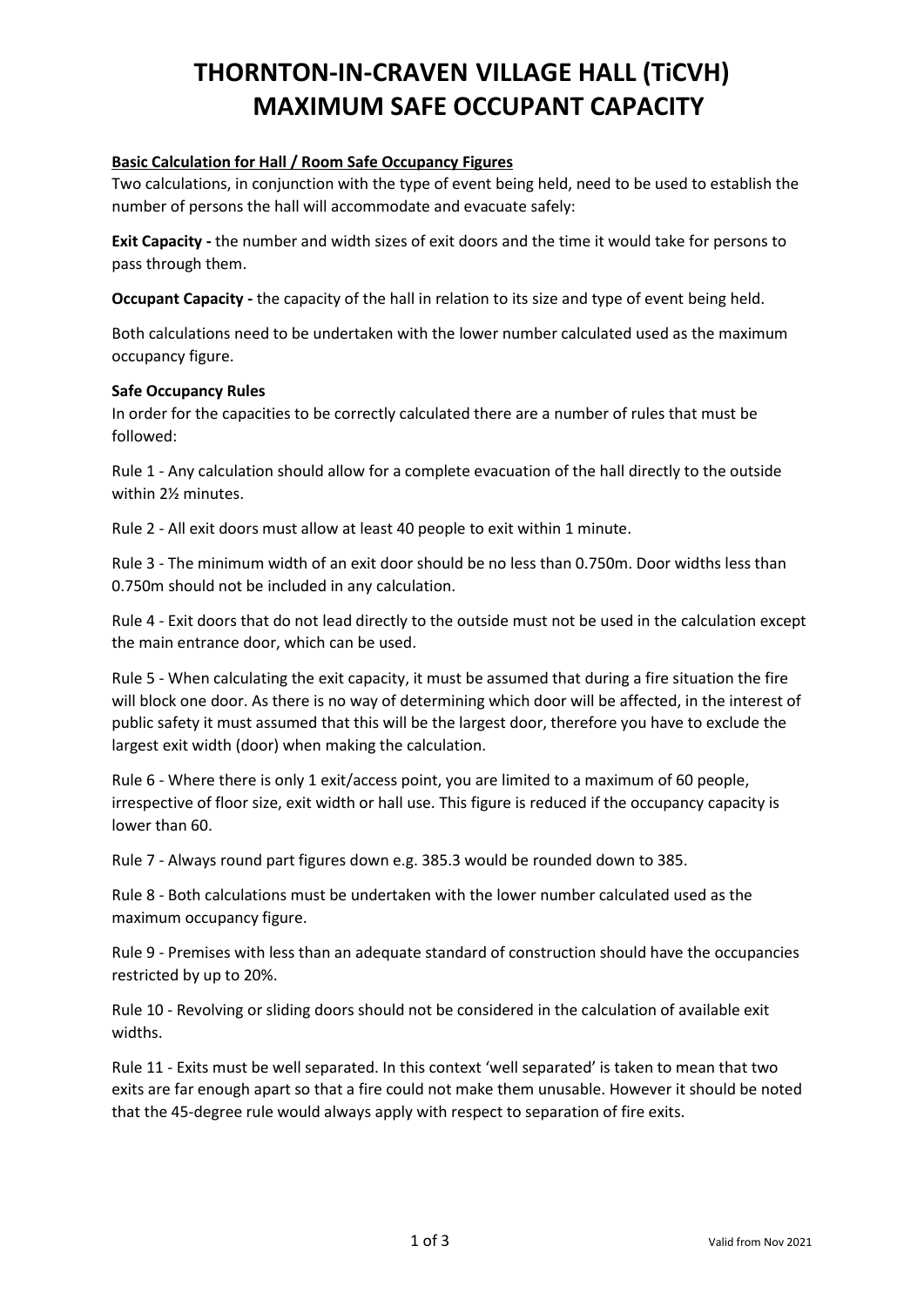# THORNTON-IN-CRAVEN VILLAGE HALL (TiCVH) MAXIMUM SAFE OCCUPANT CAPACITY

**Basic Calculation for Hall / Room Safe Occupancy Figures**

Two calculations, in conjunction with the type of event being held, need to be used to establish the number of persons the hall will accommodate and evacuate safely:

**Exit Capacity -** the number and width sizes of exit doors and the time it would take for persons to pass through them.

**Occupant Capacity -** the capacity of the hall in relation to its size and type of event being held.

Both calculations need to be undertaken with the lower number calculated used as the maximum occupancy figure.

**Safe Occupancy Rules**

In order for the capacities to be correctly calculated there are a number of rules that must be followed:

Rule 1 - Any calculation should allow for a complete evacuation of the hall directly to the outside within 2½ minutes.

Rule 2 - All exit doors must allow at least 40 people to exit within 1 minute.

Rule 3 - The minimum width of an exit door should be no less than 0.750m. Door widths less than 0.750m should not be included in any calculation.

Rule 4 - Exit doors that do not lead directly to the outside must not be used in the calculation except the main entrance door, which can be used.

Rule 5 - When calculating the exit capacity, it must be assumed that during a fire situation the fire will block one door. As there is no way of determining which door will be affected, in the interest of public safety it must assumed that this will be the largest door, therefore you have to exclude the largest exit width (door) when making the calculation.

Rule 6 - Where there is only 1 exit/access point, you are limited to a maximum of 60 people, irrespective of floor size, exit width or hall use. This figure is reduced if the occupancy capacity is lower than 60.

Rule 7 - Always round part figures down e.g. 385.3 would be rounded down to 385.

Rule 8 - Both calculations must be undertaken with the lower number calculated used as the maximum occupancy figure.

Rule 9 - Premises with less than an adequate standard of construction should have the occupancies restricted by up to 20%.

Rule 10 - Revolving or sliding doors should not be considered in the calculation of available exit widths.

Rule 11 - Exits must be well separated. In this context 'well separated' is taken to mean that two exits are far enough apart so that a fire could not make them unusable. However it should be noted that the 45-degree rule would always apply with respect to separation of fire exits.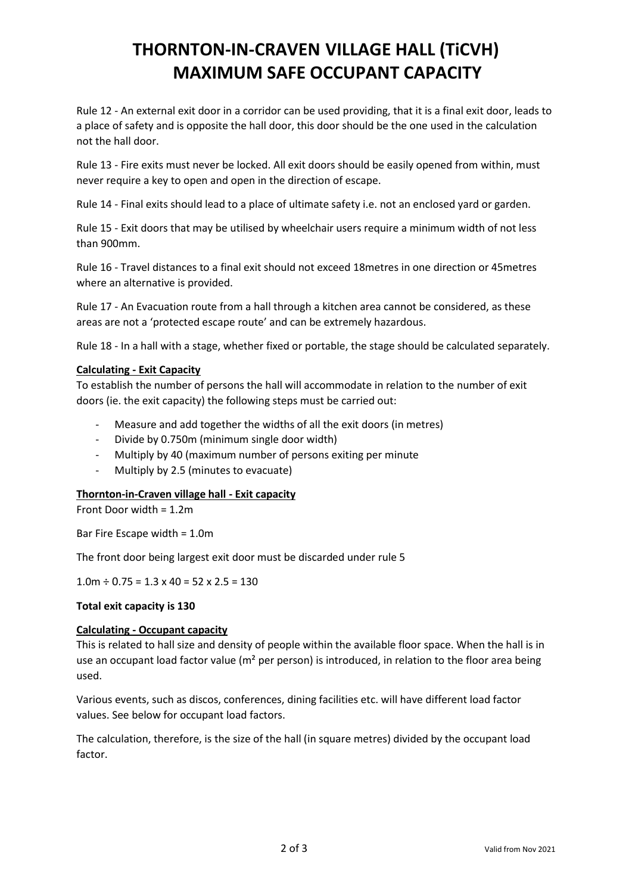# THORNTON-IN-CRAVEN VILLAGE HALL (TiCVH) MAXIMUM SAFE OCCUPANT CAPACITY

Rule 12 - An external exit door in a corridor can be used providing, that it is a final exit door, leads to a place of safety and is opposite the hall door, this door should be the one used in the calculation not the hall door.

Rule 13 - Fire exits must never be locked. All exit doors should be easily opened from within, must never require a key to open and open in the direction of escape.

Rule 14 - Final exits should lead to a place of ultimate safety i.e. not an enclosed yard or garden.

Rule 15 - Exit doors that may be utilised by wheelchair users require a minimum width of not less than 900mm.

Rule 16 - Travel distances to a final exit should not exceed 18metres in one direction or 45metres where an alternative is provided.

Rule 17 - An Evacuation route from a hall through a kitchen area cannot be considered, as these areas are not a 'protected escape route' and can be extremely hazardous.

Rule 18 - In a hall with a stage, whether fixed or portable, the stage should be calculated separately.

**Calculating - Exit Capacity**

To establish the number of persons the hall will accommodate in relation to the number of exit doors (ie. the exit capacity) the following steps must be carried out:

- Measure and add together the widths of all the exit doors (in metres)
- Divide by 0.750m (minimum single door width)
- Multiply by 40 (maximum number of persons exiting per minute
- Multiply by 2.5 (minutes to evacuate)

**Thornton-in-Craven village hall - Exit capacity**

Front Door width = 1.2m

Bar Fire Escape width = 1.0m

The front door being largest exit door must be discarded under rule 5

1.0m ÷ 0.75 = 1.3 x 40 = 52 x 2.5 = 130

**Total exit capacity is 130**

**Calculating - Occupant capacity**

This is related to hall size and density of people within the available floor space. When the hall is in use an occupant load factor value ($m^2$ per person) is introduced, in relation to the floor area being used.

Various events, such as discos, conferences, dining facilities etc. will have different load factor values. See below for occupant load factors.

The calculation, therefore, is the size of the hall (in square metres) divided by the occupant load factor.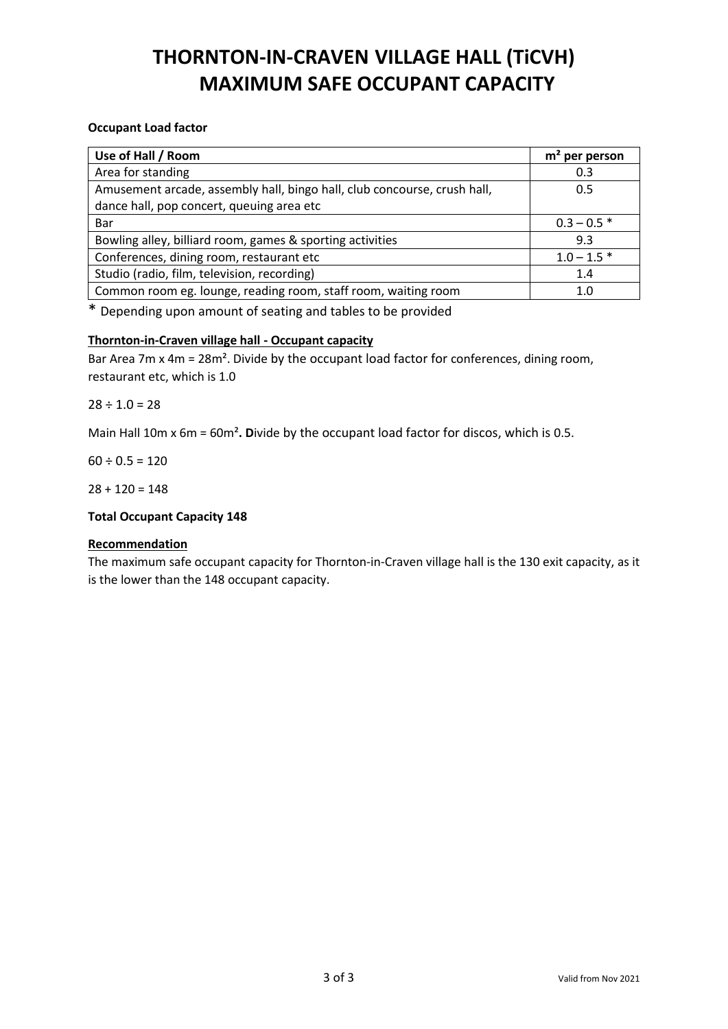# THORNTON-IN-CRAVEN VILLAGE HALL (TiCVH) MAXIMUM SAFE OCCUPANT CAPACITY

**Occupant Load factor**

| Use of Hall / Room | $m^2$ per person |
|---|---|
| Area for standing | 0.3 |
| Amusement arcade, assembly hall, bingo hall, club concourse, crush hall, dance hall, pop concert, queuing area etc | 0.5 |
| Bar | 0.3 – 0.5 * |
| Bowling alley, billiard room, games & sporting activities | 9.3 |
| Conferences, dining room, restaurant etc | 1.0 – 1.5 * |
| Studio (radio, film, television, recording) | 1.4 |
| Common room eg. lounge, reading room, staff room, waiting room | 1.0 |

* Depending upon amount of seating and tables to be provided

**Thornton-in-Craven village hall - Occupant capacity**

Bar Area 7m x 4m = 28$m^2$. Divide by the occupant load factor for conferences, dining room, restaurant etc, which is 1.0

28 ÷ 1.0 = 28

Main Hall 10m x 6m = 60$m^2$**. D**ivide by the occupant load factor for discos, which is 0.5.

60 ÷ 0.5 = 120

28 + 120 = 148

**Total Occupant Capacity 148**

**Recommendation**

The maximum safe occupant capacity for Thornton-in-Craven village hall is the 130 exit capacity, as it is the lower than the 148 occupant capacity.

Valid from Nov 2021